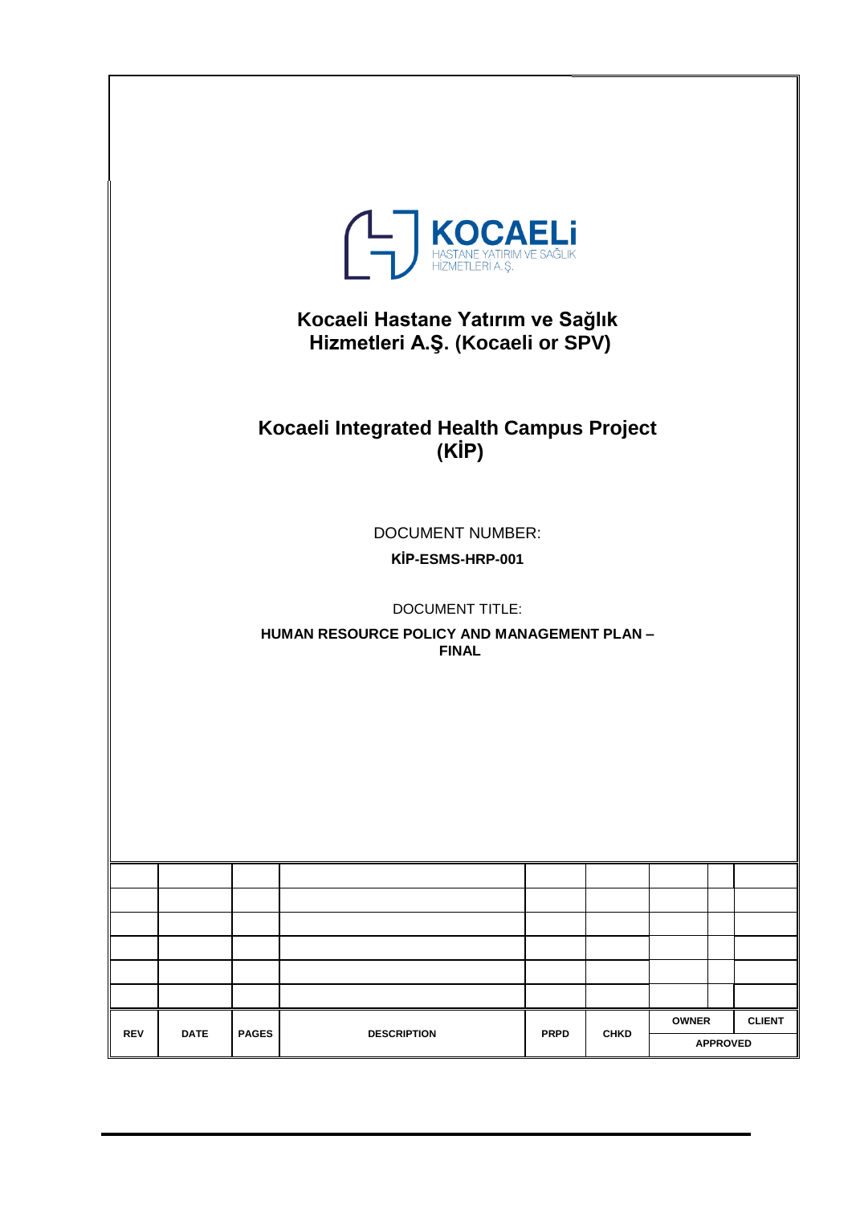KOCAELİ
HASTANE YATIRIM VE SAĞLIK
HİZMETLERİ A.Ş.

# Kocaeli Hastane Yatırım ve Sağlık Hizmetleri A.Ş. (Kocaeli or SPV)

# Kocaeli Integrated Health Campus Project (KİP)

DOCUMENT NUMBER:

**KİP-ESMS-HRP-001**

DOCUMENT TITLE:

**HUMAN RESOURCE POLICY AND MANAGEMENT PLAN – FINAL**

| | | | | | | | |
|---|---|---|---|---|---|---|---|
| | | | | | | | |
| | | | | | | | |
| | | | | | | | |
| | | | | | | | |
| | | | | | | | |
| | | | | | | | |
| **REV** | **DATE** | **PAGES** | **DESCRIPTION** | **PRPD** | **CHKD** | **OWNER** | **CLIENT** |
| | | | | | | **APPROVED** | |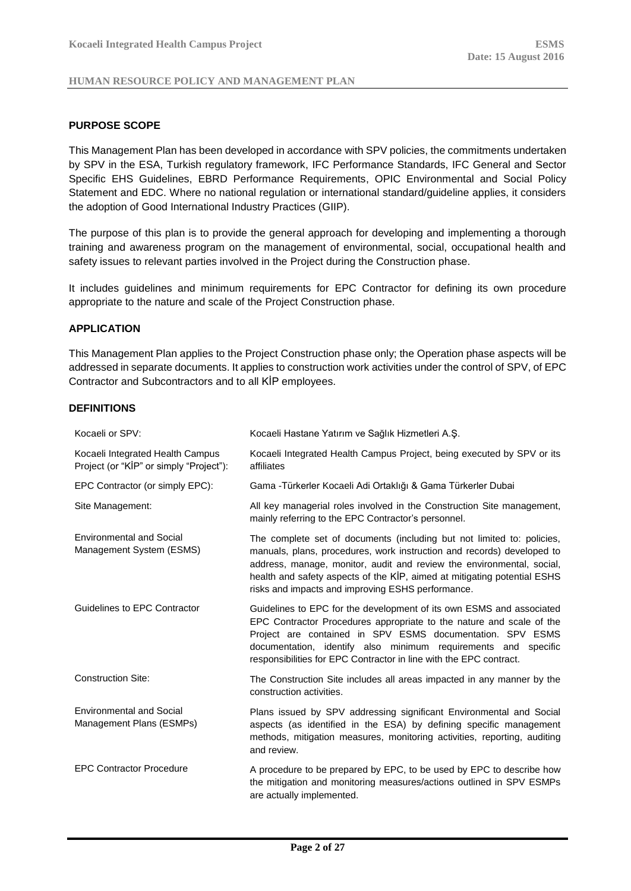### PURPOSE SCOPE

This Management Plan has been developed in accordance with SPV policies, the commitments undertaken by SPV in the ESA, Turkish regulatory framework, IFC Performance Standards, IFC General and Sector Specific EHS Guidelines, EBRD Performance Requirements, OPIC Environmental and Social Policy Statement and EDC. Where no national regulation or international standard/guideline applies, it considers the adoption of Good International Industry Practices (GIIP).

The purpose of this plan is to provide the general approach for developing and implementing a thorough training and awareness program on the management of environmental, social, occupational health and safety issues to relevant parties involved in the Project during the Construction phase.

It includes guidelines and minimum requirements for EPC Contractor for defining its own procedure appropriate to the nature and scale of the Project Construction phase.

### APPLICATION

This Management Plan applies to the Project Construction phase only; the Operation phase aspects will be addressed in separate documents. It applies to construction work activities under the control of SPV, of EPC Contractor and Subcontractors and to all KİP employees.

### DEFINITIONS

| Term | Definition |
|---|---|
| Kocaeli or SPV: | Kocaeli Hastane Yatırım ve Sağlık Hizmetleri A.Ş. |
| Kocaeli Integrated Health Campus Project (or "KİP" or simply "Project"): | Kocaeli Integrated Health Campus Project, being executed by SPV or its affiliates |
| EPC Contractor (or simply EPC): | Gama -Türkerler Kocaeli Adi Ortaklığı & Gama Türkerler Dubai |
| Site Management: | All key managerial roles involved in the Construction Site management, mainly referring to the EPC Contractor's personnel. |
| Environmental and Social Management System (ESMS) | The complete set of documents (including but not limited to: policies, manuals, plans, procedures, work instruction and records) developed to address, manage, monitor, audit and review the environmental, social, health and safety aspects of the KİP, aimed at mitigating potential ESHS risks and impacts and improving ESHS performance. |
| Guidelines to EPC Contractor | Guidelines to EPC for the development of its own ESMS and associated EPC Contractor Procedures appropriate to the nature and scale of the Project are contained in SPV ESMS documentation. SPV ESMS documentation, identify also minimum requirements and specific responsibilities for EPC Contractor in line with the EPC contract. |
| Construction Site: | The Construction Site includes all areas impacted in any manner by the construction activities. |
| Environmental and Social Management Plans (ESMPs) | Plans issued by SPV addressing significant Environmental and Social aspects (as identified in the ESA) by defining specific management methods, mitigation measures, monitoring activities, reporting, auditing and review. |
| EPC Contractor Procedure | A procedure to be prepared by EPC, to be used by EPC to describe how the mitigation and monitoring measures/actions outlined in SPV ESMPs are actually implemented. |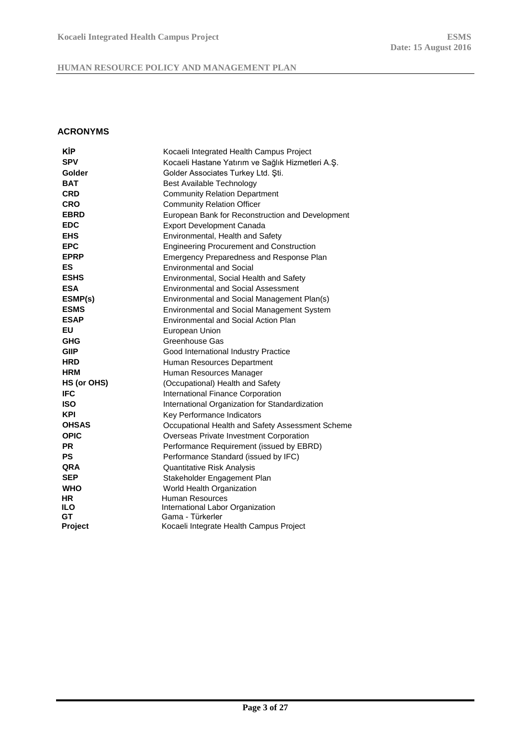## ACRONYMS

| | |
|---|---|
| **KİP** | Kocaeli Integrated Health Campus Project |
| **SPV** | Kocaeli Hastane Yatırım ve Sağlık Hizmetleri A.Ş. |
| **Golder** | Golder Associates Turkey Ltd. Şti. |
| **BAT** | Best Available Technology |
| **CRD** | Community Relation Department |
| **CRO** | Community Relation Officer |
| **EBRD** | European Bank for Reconstruction and Development |
| **EDC** | Export Development Canada |
| **EHS** | Environmental, Health and Safety |
| **EPC** | Engineering Procurement and Construction |
| **EPRP** | Emergency Preparedness and Response Plan |
| **ES** | Environmental and Social |
| **ESHS** | Environmental, Social Health and Safety |
| **ESA** | Environmental and Social Assessment |
| **ESMP(s)** | Environmental and Social Management Plan(s) |
| **ESMS** | Environmental and Social Management System |
| **ESAP** | Environmental and Social Action Plan |
| **EU** | European Union |
| **GHG** | Greenhouse Gas |
| **GIIP** | Good International Industry Practice |
| **HRD** | Human Resources Department |
| **HRM** | Human Resources Manager |
| **HS (or OHS)** | (Occupational) Health and Safety |
| **IFC** | International Finance Corporation |
| **ISO** | International Organization for Standardization |
| **KPI** | Key Performance Indicators |
| **OHSAS** | Occupational Health and Safety Assessment Scheme |
| **OPIC** | Overseas Private Investment Corporation |
| **PR** | Performance Requirement (issued by EBRD) |
| **PS** | Performance Standard (issued by IFC) |
| **QRA** | Quantitative Risk Analysis |
| **SEP** | Stakeholder Engagement Plan |
| **WHO** | World Health Organization |
| **HR** | Human Resources |
| **ILO** | International Labor Organization |
| **GT** | Gama - Türkerler |
| **Project** | Kocaeli Integrate Health Campus Project |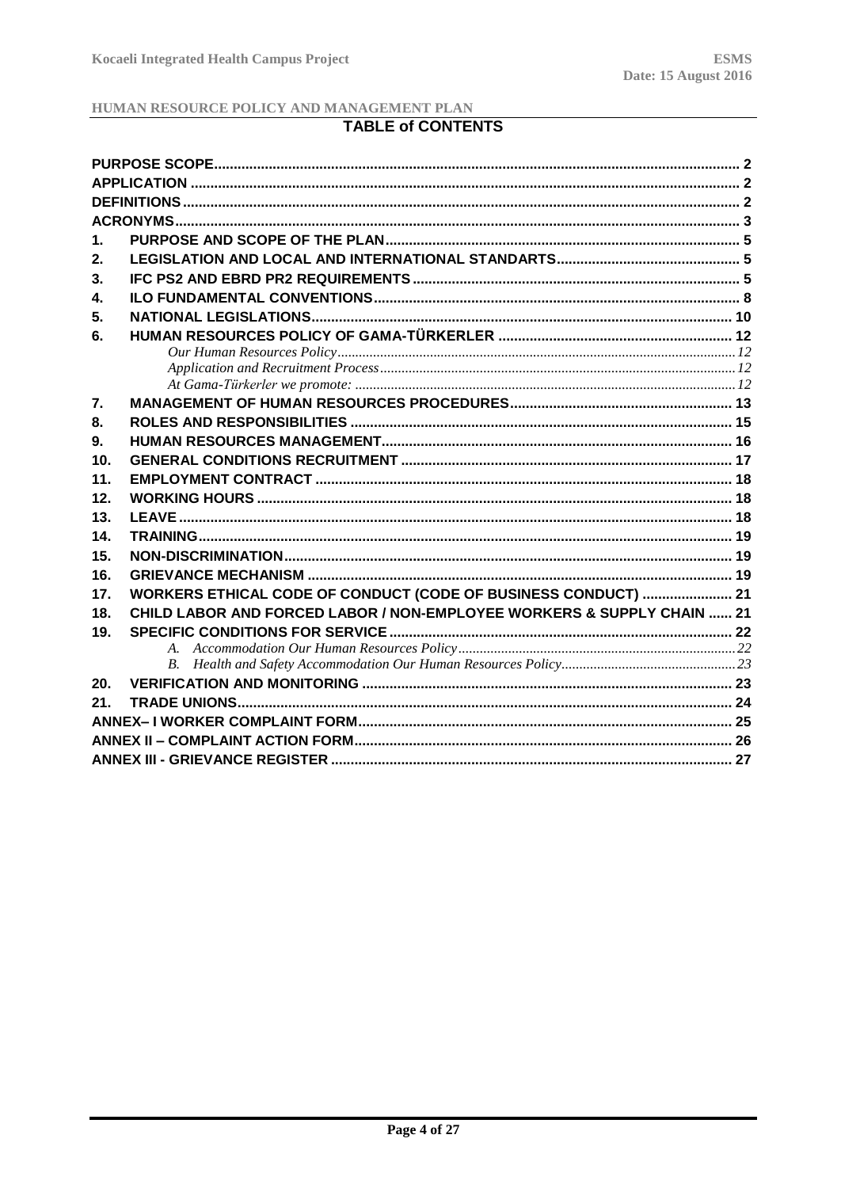## TABLE of CONTENTS

| | | |
|---|---|---|
| **PURPOSE SCOPE** | | **2** |
| **APPLICATION** | | **2** |
| **DEFINITIONS** | | **2** |
| **ACRONYMS** | | **3** |
| **1.** | **PURPOSE AND SCOPE OF THE PLAN** | **5** |
| **2.** | **LEGISLATION AND LOCAL AND INTERNATIONAL STANDARTS** | **5** |
| **3.** | **IFC PS2 AND EBRD PR2 REQUIREMENTS** | **5** |
| **4.** | **ILO FUNDAMENTAL CONVENTIONS** | **8** |
| **5.** | **NATIONAL LEGISLATIONS** | **10** |
| **6.** | **HUMAN RESOURCES POLICY OF GAMA-TÜRKERLER** | **12** |
| | *Our Human Resources Policy* | *12* |
| | *Application and Recruitment Process* | *12* |
| | *At Gama-Türkerler we promote:* | *12* |
| **7.** | **MANAGEMENT OF HUMAN RESOURCES PROCEDURES** | **13** |
| **8.** | **ROLES AND RESPONSIBILITIES** | **15** |
| **9.** | **HUMAN RESOURCES MANAGEMENT** | **16** |
| **10.** | **GENERAL CONDITIONS RECRUITMENT** | **17** |
| **11.** | **EMPLOYMENT CONTRACT** | **18** |
| **12.** | **WORKING HOURS** | **18** |
| **13.** | **LEAVE** | **18** |
| **14.** | **TRAINING** | **19** |
| **15.** | **NON-DISCRIMINATION** | **19** |
| **16.** | **GRIEVANCE MECHANISM** | **19** |
| **17.** | **WORKERS ETHICAL CODE OF CONDUCT (CODE OF BUSINESS CONDUCT)** | **21** |
| **18.** | **CHILD LABOR AND FORCED LABOR / NON-EMPLOYEE WORKERS & SUPPLY CHAIN** | **21** |
| **19.** | **SPECIFIC CONDITIONS FOR SERVICE** | **22** |
| | *A. Accommodation Our Human Resources Policy* | *22* |
| | *B. Health and Safety Accommodation Our Human Resources Policy* | *23* |
| **20.** | **VERIFICATION AND MONITORING** | **23** |
| **21.** | **TRADE UNIONS** | **24** |
| **ANNEX– I WORKER COMPLAINT FORM** | | **25** |
| **ANNEX II – COMPLAINT ACTION FORM** | | **26** |
| **ANNEX III - GRIEVANCE REGISTER** | | **27** |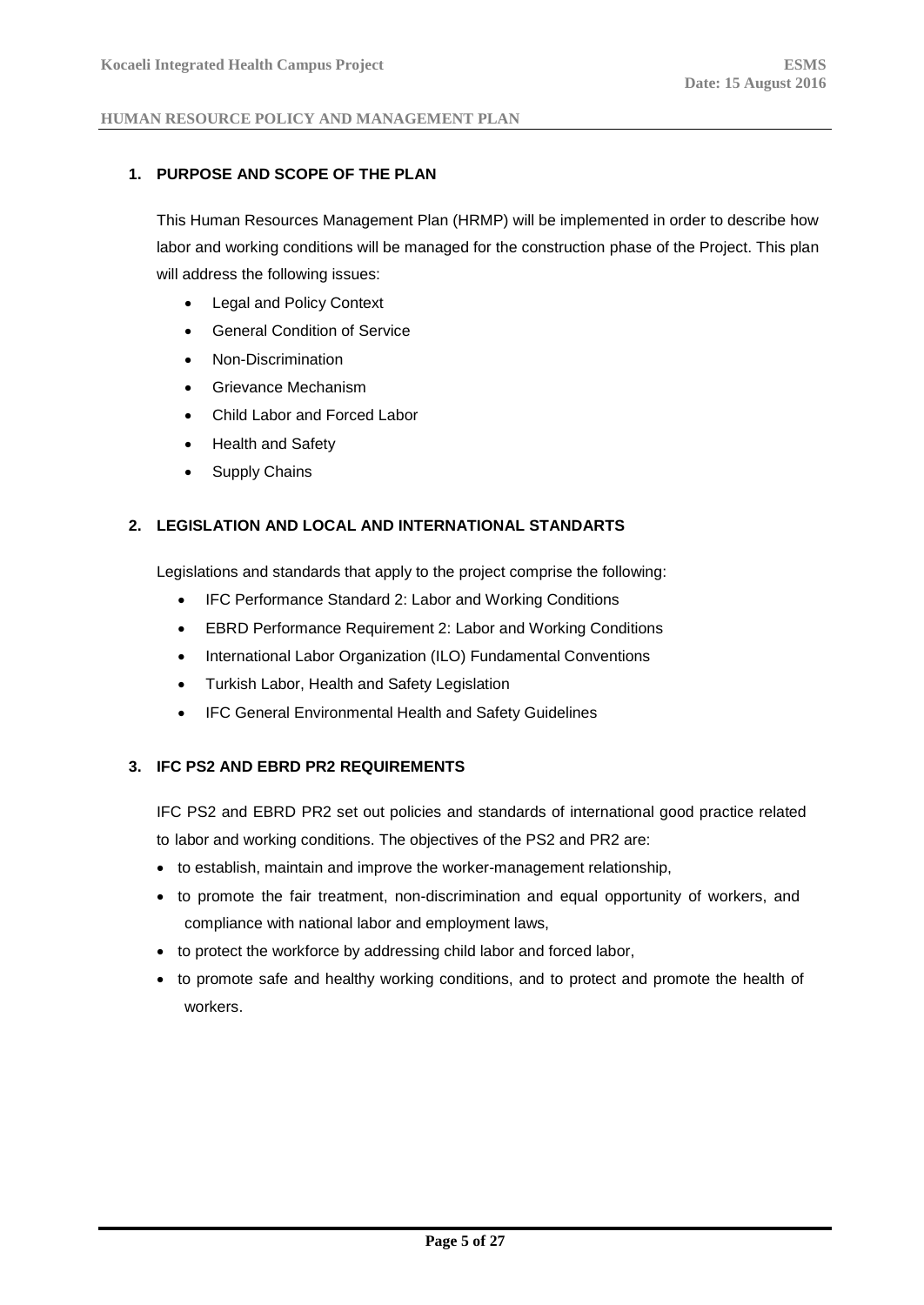## 1. PURPOSE AND SCOPE OF THE PLAN

This Human Resources Management Plan (HRMP) will be implemented in order to describe how labor and working conditions will be managed for the construction phase of the Project. This plan will address the following issues:

- Legal and Policy Context
- General Condition of Service
- Non-Discrimination
- Grievance Mechanism
- Child Labor and Forced Labor
- Health and Safety
- Supply Chains

## 2. LEGISLATION AND LOCAL AND INTERNATIONAL STANDARTS

Legislations and standards that apply to the project comprise the following:

- IFC Performance Standard 2: Labor and Working Conditions
- EBRD Performance Requirement 2: Labor and Working Conditions
- International Labor Organization (ILO) Fundamental Conventions
- Turkish Labor, Health and Safety Legislation
- IFC General Environmental Health and Safety Guidelines

## 3. IFC PS2 AND EBRD PR2 REQUIREMENTS

IFC PS2 and EBRD PR2 set out policies and standards of international good practice related to labor and working conditions. The objectives of the PS2 and PR2 are:

- to establish, maintain and improve the worker-management relationship,
- to promote the fair treatment, non-discrimination and equal opportunity of workers, and compliance with national labor and employment laws,
- to protect the workforce by addressing child labor and forced labor,
- to promote safe and healthy working conditions, and to protect and promote the health of workers.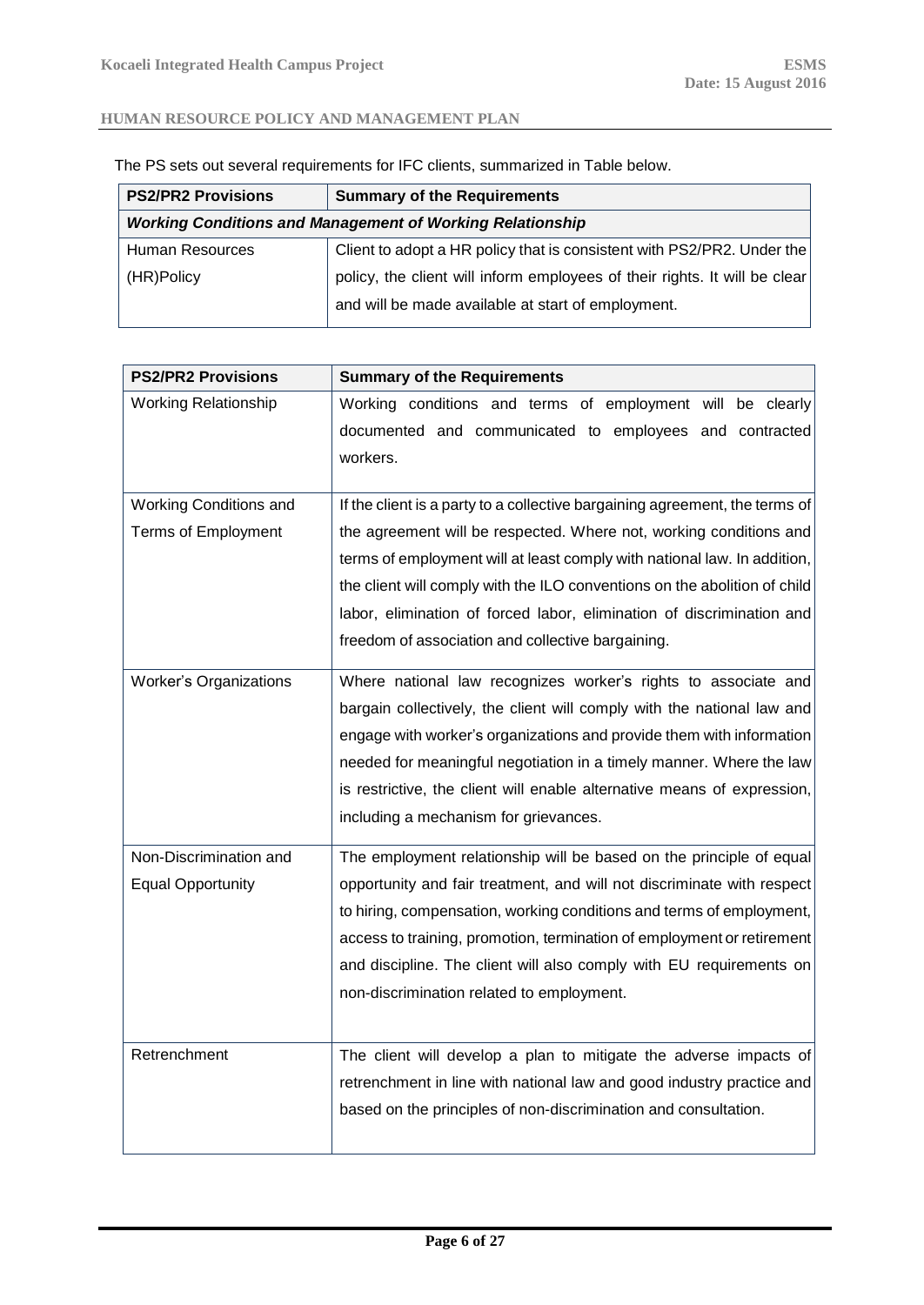The PS sets out several requirements for IFC clients, summarized in Table below.

| PS2/PR2 Provisions | Summary of the Requirements |
|---|---|
| ***Working Conditions and Management of Working Relationship*** | |
| Human Resources (HR)Policy | Client to adopt a HR policy that is consistent with PS2/PR2. Under the policy, the client will inform employees of their rights. It will be clear and will be made available at start of employment. |
| Working Relationship | Working conditions and terms of employment will be clearly documented and communicated to employees and contracted workers. |
| Working Conditions and Terms of Employment | If the client is a party to a collective bargaining agreement, the terms of the agreement will be respected. Where not, working conditions and terms of employment will at least comply with national law. In addition, the client will comply with the ILO conventions on the abolition of child labor, elimination of forced labor, elimination of discrimination and freedom of association and collective bargaining. |
| Worker's Organizations | Where national law recognizes worker's rights to associate and bargain collectively, the client will comply with the national law and engage with worker's organizations and provide them with information needed for meaningful negotiation in a timely manner. Where the law is restrictive, the client will enable alternative means of expression, including a mechanism for grievances. |
| Non-Discrimination and Equal Opportunity | The employment relationship will be based on the principle of equal opportunity and fair treatment, and will not discriminate with respect to hiring, compensation, working conditions and terms of employment, access to training, promotion, termination of employment or retirement and discipline. The client will also comply with EU requirements on non-discrimination related to employment. |
| Retrenchment | The client will develop a plan to mitigate the adverse impacts of retrenchment in line with national law and good industry practice and based on the principles of non-discrimination and consultation. |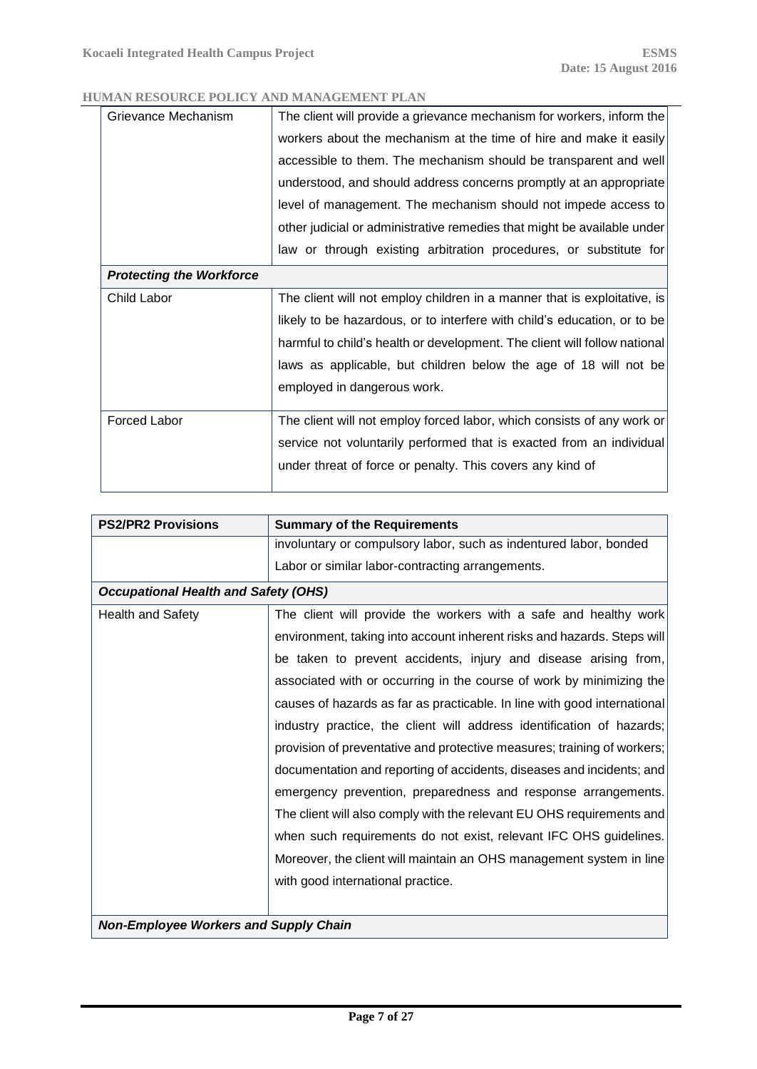HUMAN RESOURCE POLICY AND MANAGEMENT PLAN

| | |
|---|---|
| Grievance Mechanism | The client will provide a grievance mechanism for workers, inform the workers about the mechanism at the time of hire and make it easily accessible to them. The mechanism should be transparent and well understood, and should address concerns promptly at an appropriate level of management. The mechanism should not impede access to other judicial or administrative remedies that might be available under law or through existing arbitration procedures, or substitute for |
| ***Protecting the Workforce*** | |
| Child Labor | The client will not employ children in a manner that is exploitative, is likely to be hazardous, or to interfere with child's education, or to be harmful to child's health or development. The client will follow national laws as applicable, but children below the age of 18 will not be employed in dangerous work. |
| Forced Labor | The client will not employ forced labor, which consists of any work or service not voluntarily performed that is exacted from an individual under threat of force or penalty. This covers any kind of |

| PS2/PR2 Provisions | Summary of the Requirements |
|---|---|
| | involuntary or compulsory labor, such as indentured labor, bonded Labor or similar labor-contracting arrangements. |
| ***Occupational Health and Safety (OHS)*** | |
| Health and Safety | The client will provide the workers with a safe and healthy work environment, taking into account inherent risks and hazards. Steps will be taken to prevent accidents, injury and disease arising from, associated with or occurring in the course of work by minimizing the causes of hazards as far as practicable. In line with good international industry practice, the client will address identification of hazards; provision of preventative and protective measures; training of workers; documentation and reporting of accidents, diseases and incidents; and emergency prevention, preparedness and response arrangements. The client will also comply with the relevant EU OHS requirements and when such requirements do not exist, relevant IFC OHS guidelines. Moreover, the client will maintain an OHS management system in line with good international practice. |
| ***Non-Employee Workers and Supply Chain*** | |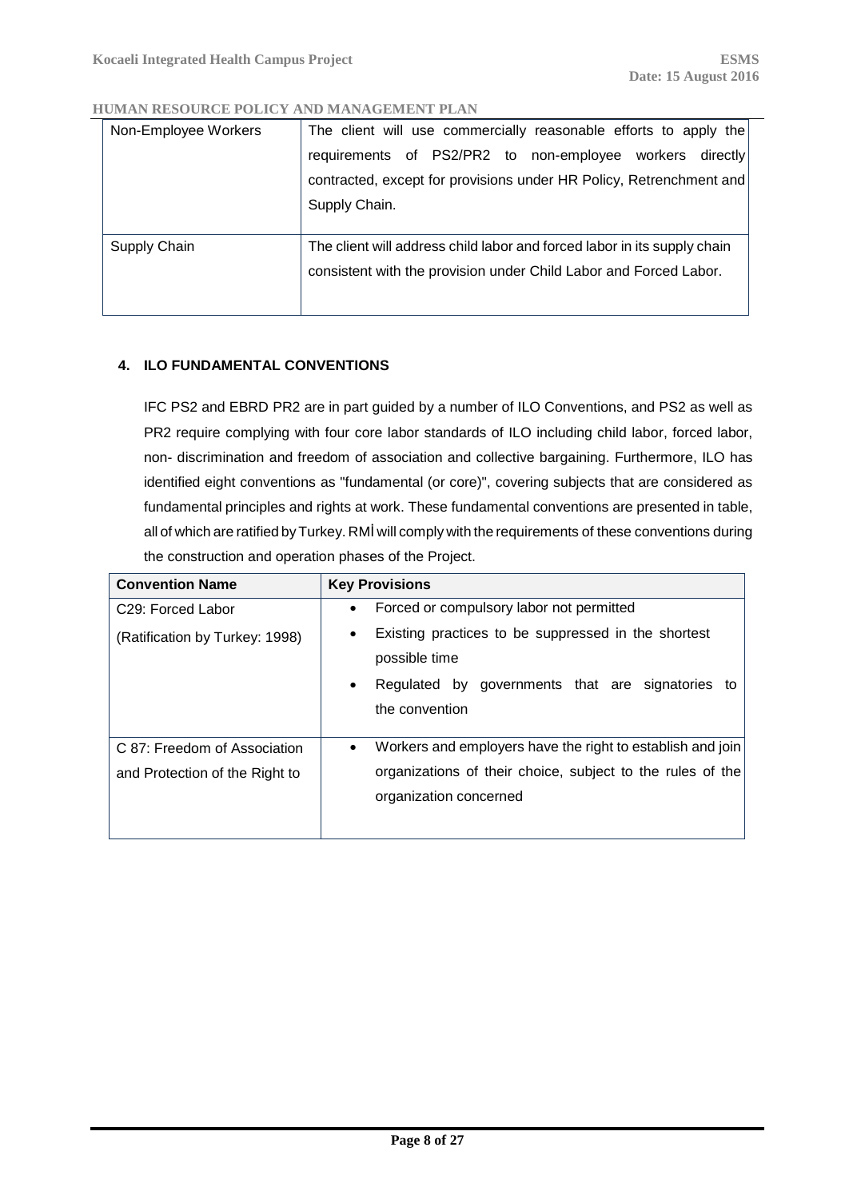| Non-Employee Workers | The client will use commercially reasonable efforts to apply the requirements of PS2/PR2 to non-employee workers directly contracted, except for provisions under HR Policy, Retrenchment and Supply Chain. |
|---|---|
| Supply Chain | The client will address child labor and forced labor in its supply chain consistent with the provision under Child Labor and Forced Labor. |

## 4. ILO FUNDAMENTAL CONVENTIONS

IFC PS2 and EBRD PR2 are in part guided by a number of ILO Conventions, and PS2 as well as PR2 require complying with four core labor standards of ILO including child labor, forced labor, non- discrimination and freedom of association and collective bargaining. Furthermore, ILO has identified eight conventions as "fundamental (or core)", covering subjects that are considered as fundamental principles and rights at work. These fundamental conventions are presented in table, all of which are ratified by Turkey. RMİ will comply with the requirements of these conventions during the construction and operation phases of the Project.

| **Convention Name** | **Key Provisions** |
|---|---|
| C29: Forced Labor<br>(Ratification by Turkey: 1998) | • Forced or compulsory labor not permitted<br>• Existing practices to be suppressed in the shortest possible time<br>• Regulated by governments that are signatories to the convention |
| C 87: Freedom of Association and Protection of the Right to | • Workers and employers have the right to establish and join organizations of their choice, subject to the rules of the organization concerned |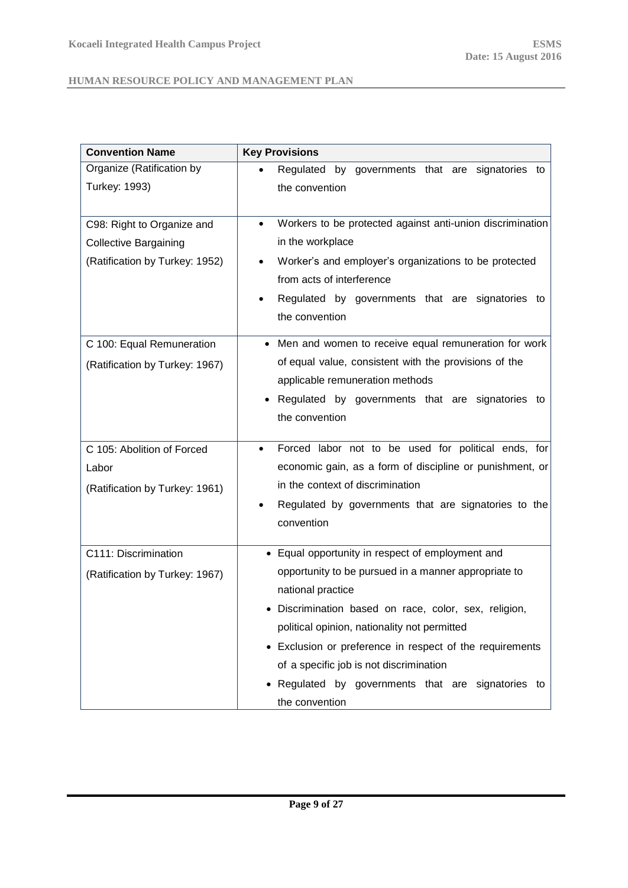| Convention Name | Key Provisions |
|---|---|
| Organize (Ratification by Turkey: 1993) | • Regulated by governments that are signatories to the convention |
| C98: Right to Organize and Collective Bargaining (Ratification by Turkey: 1952) | • Workers to be protected against anti-union discrimination in the workplace<br>• Worker's and employer's organizations to be protected from acts of interference<br>• Regulated by governments that are signatories to the convention |
| C 100: Equal Remuneration (Ratification by Turkey: 1967) | • Men and women to receive equal remuneration for work of equal value, consistent with the provisions of the applicable remuneration methods<br>• Regulated by governments that are signatories to the convention |
| C 105: Abolition of Forced Labor (Ratification by Turkey: 1961) | • Forced labor not to be used for political ends, for economic gain, as a form of discipline or punishment, or in the context of discrimination<br>• Regulated by governments that are signatories to the convention |
| C111: Discrimination (Ratification by Turkey: 1967) | • Equal opportunity in respect of employment and opportunity to be pursued in a manner appropriate to national practice<br>• Discrimination based on race, color, sex, religion, political opinion, nationality not permitted<br>• Exclusion or preference in respect of the requirements of a specific job is not discrimination<br>• Regulated by governments that are signatories to the convention |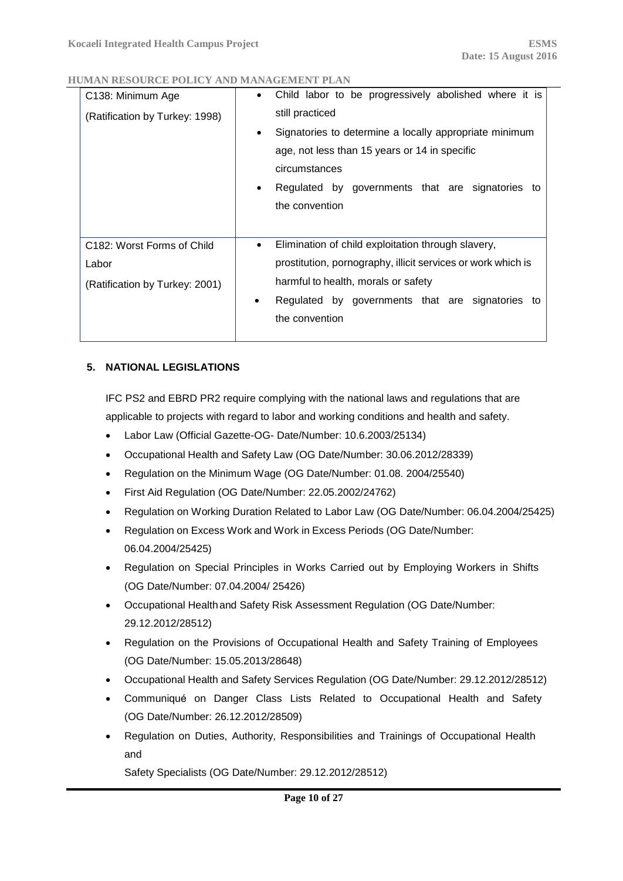| C138: Minimum Age (Ratification by Turkey: 1998) | • Child labor to be progressively abolished where it is still practiced<br>• Signatories to determine a locally appropriate minimum age, not less than 15 years or 14 in specific circumstances<br>• Regulated by governments that are signatories to the convention |
|---|---|
| C182: Worst Forms of Child Labor (Ratification by Turkey: 2001) | • Elimination of child exploitation through slavery, prostitution, pornography, illicit services or work which is harmful to health, morals or safety<br>• Regulated by governments that are signatories to the convention |

## 5. NATIONAL LEGISLATIONS

IFC PS2 and EBRD PR2 require complying with the national laws and regulations that are applicable to projects with regard to labor and working conditions and health and safety.

- Labor Law (Official Gazette-OG- Date/Number: 10.6.2003/25134)
- Occupational Health and Safety Law (OG Date/Number: 30.06.2012/28339)
- Regulation on the Minimum Wage (OG Date/Number: 01.08. 2004/25540)
- First Aid Regulation (OG Date/Number: 22.05.2002/24762)
- Regulation on Working Duration Related to Labor Law (OG Date/Number: 06.04.2004/25425)
- Regulation on Excess Work and Work in Excess Periods (OG Date/Number: 06.04.2004/25425)
- Regulation on Special Principles in Works Carried out by Employing Workers in Shifts (OG Date/Number: 07.04.2004/ 25426)
- Occupational Health and Safety Risk Assessment Regulation (OG Date/Number: 29.12.2012/28512)
- Regulation on the Provisions of Occupational Health and Safety Training of Employees (OG Date/Number: 15.05.2013/28648)
- Occupational Health and Safety Services Regulation (OG Date/Number: 29.12.2012/28512)
- Communiqué on Danger Class Lists Related to Occupational Health and Safety (OG Date/Number: 26.12.2012/28509)
- Regulation on Duties, Authority, Responsibilities and Trainings of Occupational Health and Safety Specialists (OG Date/Number: 29.12.2012/28512)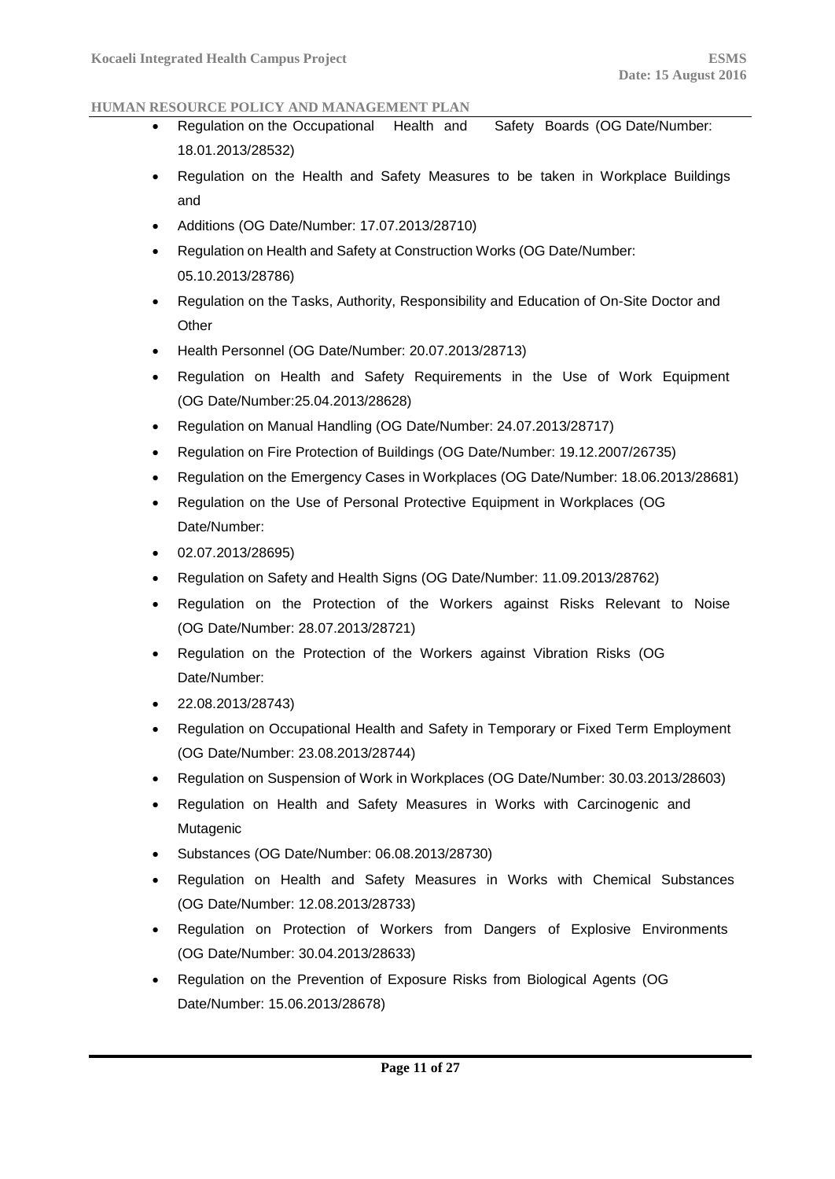- Regulation on the Occupational Health and Safety Boards (OG Date/Number: 18.01.2013/28532)
- Regulation on the Health and Safety Measures to be taken in Workplace Buildings and
- Additions (OG Date/Number: 17.07.2013/28710)
- Regulation on Health and Safety at Construction Works (OG Date/Number: 05.10.2013/28786)
- Regulation on the Tasks, Authority, Responsibility and Education of On-Site Doctor and Other
- Health Personnel (OG Date/Number: 20.07.2013/28713)
- Regulation on Health and Safety Requirements in the Use of Work Equipment (OG Date/Number:25.04.2013/28628)
- Regulation on Manual Handling (OG Date/Number: 24.07.2013/28717)
- Regulation on Fire Protection of Buildings (OG Date/Number: 19.12.2007/26735)
- Regulation on the Emergency Cases in Workplaces (OG Date/Number: 18.06.2013/28681)
- Regulation on the Use of Personal Protective Equipment in Workplaces (OG Date/Number:
- 02.07.2013/28695)
- Regulation on Safety and Health Signs (OG Date/Number: 11.09.2013/28762)
- Regulation on the Protection of the Workers against Risks Relevant to Noise (OG Date/Number: 28.07.2013/28721)
- Regulation on the Protection of the Workers against Vibration Risks (OG Date/Number:
- 22.08.2013/28743)
- Regulation on Occupational Health and Safety in Temporary or Fixed Term Employment (OG Date/Number: 23.08.2013/28744)
- Regulation on Suspension of Work in Workplaces (OG Date/Number: 30.03.2013/28603)
- Regulation on Health and Safety Measures in Works with Carcinogenic and Mutagenic
- Substances (OG Date/Number: 06.08.2013/28730)
- Regulation on Health and Safety Measures in Works with Chemical Substances (OG Date/Number: 12.08.2013/28733)
- Regulation on Protection of Workers from Dangers of Explosive Environments (OG Date/Number: 30.04.2013/28633)
- Regulation on the Prevention of Exposure Risks from Biological Agents (OG Date/Number: 15.06.2013/28678)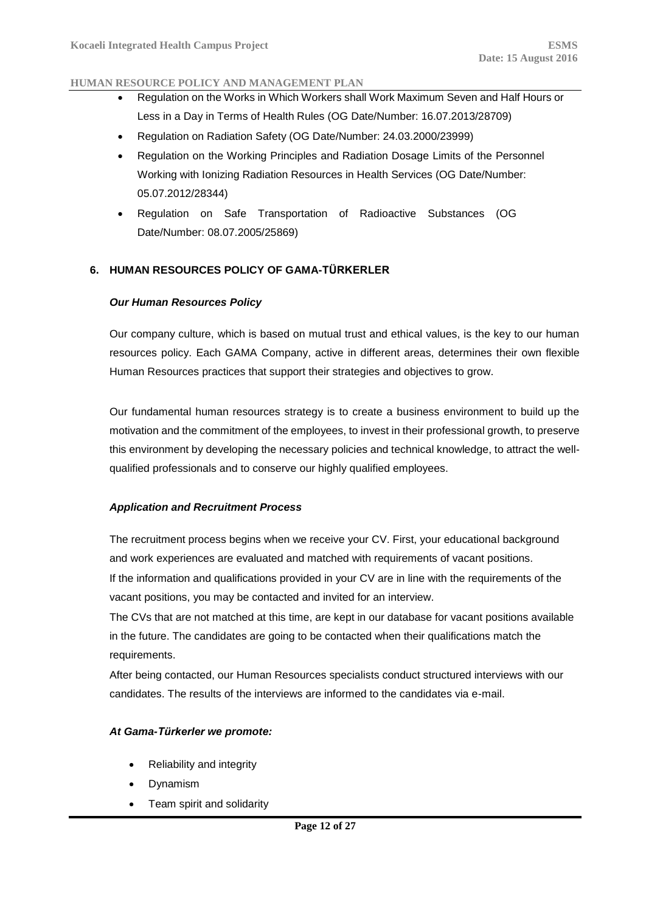- Regulation on the Works in Which Workers shall Work Maximum Seven and Half Hours or Less in a Day in Terms of Health Rules (OG Date/Number: 16.07.2013/28709)
- Regulation on Radiation Safety (OG Date/Number: 24.03.2000/23999)
- Regulation on the Working Principles and Radiation Dosage Limits of the Personnel Working with Ionizing Radiation Resources in Health Services (OG Date/Number: 05.07.2012/28344)
- Regulation on Safe Transportation of Radioactive Substances (OG Date/Number: 08.07.2005/25869)

## 6. HUMAN RESOURCES POLICY OF GAMA-TÜRKERLER

***Our Human Resources Policy***

Our company culture, which is based on mutual trust and ethical values, is the key to our human resources policy. Each GAMA Company, active in different areas, determines their own flexible Human Resources practices that support their strategies and objectives to grow.

Our fundamental human resources strategy is to create a business environment to build up the motivation and the commitment of the employees, to invest in their professional growth, to preserve this environment by developing the necessary policies and technical knowledge, to attract the well-qualified professionals and to conserve our highly qualified employees.

***Application and Recruitment Process***

The recruitment process begins when we receive your CV. First, your educational background and work experiences are evaluated and matched with requirements of vacant positions.
If the information and qualifications provided in your CV are in line with the requirements of the vacant positions, you may be contacted and invited for an interview.
The CVs that are not matched at this time, are kept in our database for vacant positions available in the future. The candidates are going to be contacted when their qualifications match the requirements.
After being contacted, our Human Resources specialists conduct structured interviews with our candidates. The results of the interviews are informed to the candidates via e-mail.

***At Gama-Türkerler we promote:***

- Reliability and integrity
- Dynamism
- Team spirit and solidarity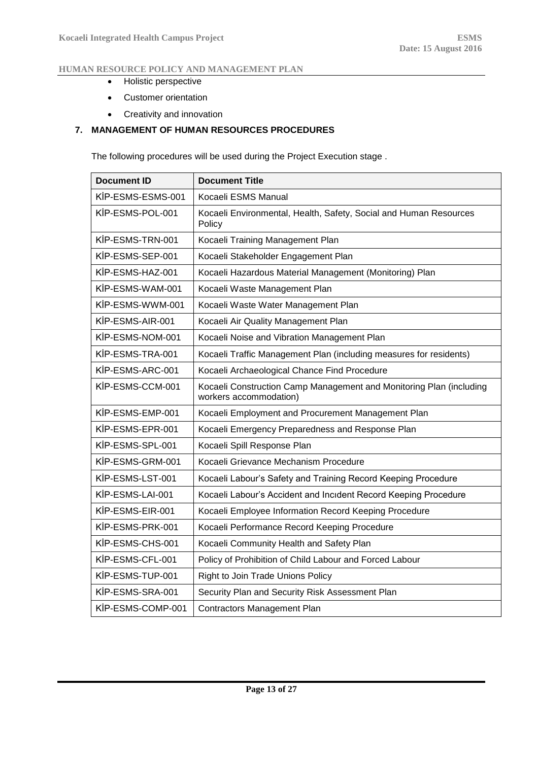- Holistic perspective
- Customer orientation
- Creativity and innovation

## 7. MANAGEMENT OF HUMAN RESOURCES PROCEDURES

The following procedures will be used during the Project Execution stage .

| Document ID | Document Title |
|---|---|
| KİP-ESMS-ESMS-001 | Kocaeli ESMS Manual |
| KİP-ESMS-POL-001 | Kocaeli Environmental, Health, Safety, Social and Human Resources Policy |
| KİP-ESMS-TRN-001 | Kocaeli Training Management Plan |
| KİP-ESMS-SEP-001 | Kocaeli Stakeholder Engagement Plan |
| KİP-ESMS-HAZ-001 | Kocaeli Hazardous Material Management (Monitoring) Plan |
| KİP-ESMS-WAM-001 | Kocaeli Waste Management Plan |
| KİP-ESMS-WWM-001 | Kocaeli Waste Water Management Plan |
| KİP-ESMS-AIR-001 | Kocaeli Air Quality Management Plan |
| KİP-ESMS-NOM-001 | Kocaeli Noise and Vibration Management Plan |
| KİP-ESMS-TRA-001 | Kocaeli Traffic Management Plan (including measures for residents) |
| KİP-ESMS-ARC-001 | Kocaeli Archaeological Chance Find Procedure |
| KİP-ESMS-CCM-001 | Kocaeli Construction Camp Management and Monitoring Plan (including workers accommodation) |
| KİP-ESMS-EMP-001 | Kocaeli Employment and Procurement Management Plan |
| KİP-ESMS-EPR-001 | Kocaeli Emergency Preparedness and Response Plan |
| KİP-ESMS-SPL-001 | Kocaeli Spill Response Plan |
| KİP-ESMS-GRM-001 | Kocaeli Grievance Mechanism Procedure |
| KİP-ESMS-LST-001 | Kocaeli Labour’s Safety and Training Record Keeping Procedure |
| KİP-ESMS-LAI-001 | Kocaeli Labour’s Accident and Incıdent Record Keeping Procedure |
| KİP-ESMS-EIR-001 | Kocaeli Employee Information Record Keeping Procedure |
| KİP-ESMS-PRK-001 | Kocaeli Performance Record Keeping Procedure |
| KİP-ESMS-CHS-001 | Kocaeli Community Health and Safety Plan |
| KİP-ESMS-CFL-001 | Policy of Prohibition of Child Labour and Forced Labour |
| KİP-ESMS-TUP-001 | Right to Join Trade Unions Policy |
| KİP-ESMS-SRA-001 | Security Plan and Security Risk Assessment Plan |
| KİP-ESMS-COMP-001 | Contractors Management Plan |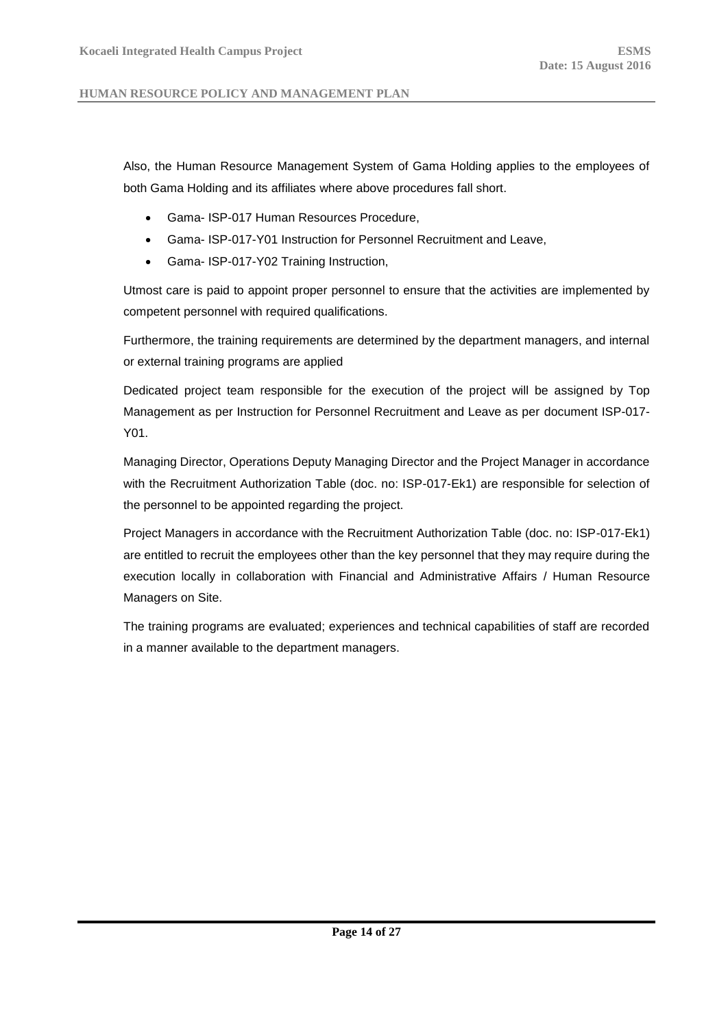Also, the Human Resource Management System of Gama Holding applies to the employees of both Gama Holding and its affiliates where above procedures fall short.

- Gama- ISP-017 Human Resources Procedure,
- Gama- ISP-017-Y01 Instruction for Personnel Recruitment and Leave,
- Gama- ISP-017-Y02 Training Instruction,

Utmost care is paid to appoint proper personnel to ensure that the activities are implemented by competent personnel with required qualifications.

Furthermore, the training requirements are determined by the department managers, and internal or external training programs are applied

Dedicated project team responsible for the execution of the project will be assigned by Top Management as per Instruction for Personnel Recruitment and Leave as per document ISP-017-Y01.

Managing Director, Operations Deputy Managing Director and the Project Manager in accordance with the Recruitment Authorization Table (doc. no: ISP-017-Ek1) are responsible for selection of the personnel to be appointed regarding the project.

Project Managers in accordance with the Recruitment Authorization Table (doc. no: ISP-017-Ek1) are entitled to recruit the employees other than the key personnel that they may require during the execution locally in collaboration with Financial and Administrative Affairs / Human Resource Managers on Site.

The training programs are evaluated; experiences and technical capabilities of staff are recorded in a manner available to the department managers.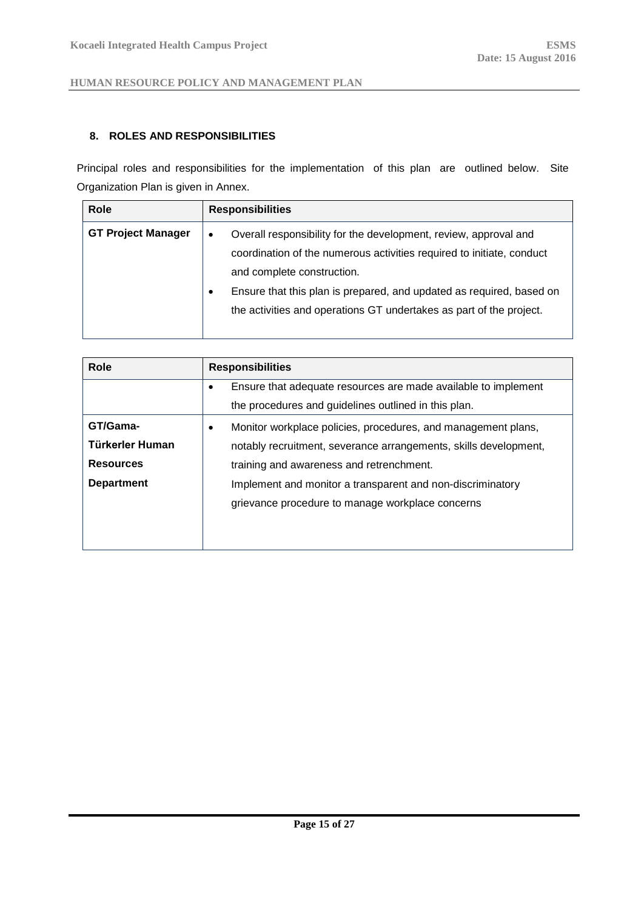## 8. ROLES AND RESPONSIBILITIES

Principal roles and responsibilities for the implementation of this plan are outlined below. Site Organization Plan is given in Annex.

| Role | Responsibilities |
|---|---|
| **GT Project Manager** | • Overall responsibility for the development, review, approval and coordination of the numerous activities required to initiate, conduct and complete construction.<br>• Ensure that this plan is prepared, and updated as required, based on the activities and operations GT undertakes as part of the project.<br>• Ensure that adequate resources are made available to implement the procedures and guidelines outlined in this plan. |
| **GT/Gama-Türkerler Human Resources Department** | • Monitor workplace policies, procedures, and management plans, notably recruitment, severance arrangements, skills development, training and awareness and retrenchment.<br>Implement and monitor a transparent and non-discriminatory grievance procedure to manage workplace concerns |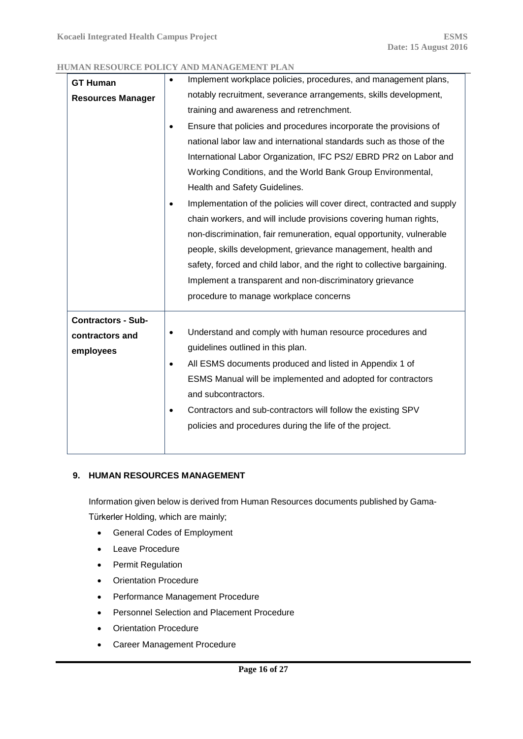| | |
|---|---|
| **GT Human Resources Manager** | • Implement workplace policies, procedures, and management plans, notably recruitment, severance arrangements, skills development, training and awareness and retrenchment.<br>• Ensure that policies and procedures incorporate the provisions of national labor law and international standards such as those of the International Labor Organization, IFC PS2/ EBRD PR2 on Labor and Working Conditions, and the World Bank Group Environmental, Health and Safety Guidelines.<br>• Implementation of the policies will cover direct, contracted and supply chain workers, and will include provisions covering human rights, non-discrimination, fair remuneration, equal opportunity, vulnerable people, skills development, grievance management, health and safety, forced and child labor, and the right to collective bargaining. Implement a transparent and non-discriminatory grievance procedure to manage workplace concerns |
| **Contractors - Sub-contractors and employees** | • Understand and comply with human resource procedures and guidelines outlined in this plan.<br>• All ESMS documents produced and listed in Appendix 1 of ESMS Manual will be implemented and adopted for contractors and subcontractors.<br>• Contractors and sub-contractors will follow the existing SPV policies and procedures during the life of the project. |

## 9. HUMAN RESOURCES MANAGEMENT

Information given below is derived from Human Resources documents published by Gama-Türkerler Holding, which are mainly;

- General Codes of Employment
- Leave Procedure
- Permit Regulation
- Orientation Procedure
- Performance Management Procedure
- Personnel Selection and Placement Procedure
- Orientation Procedure
- Career Management Procedure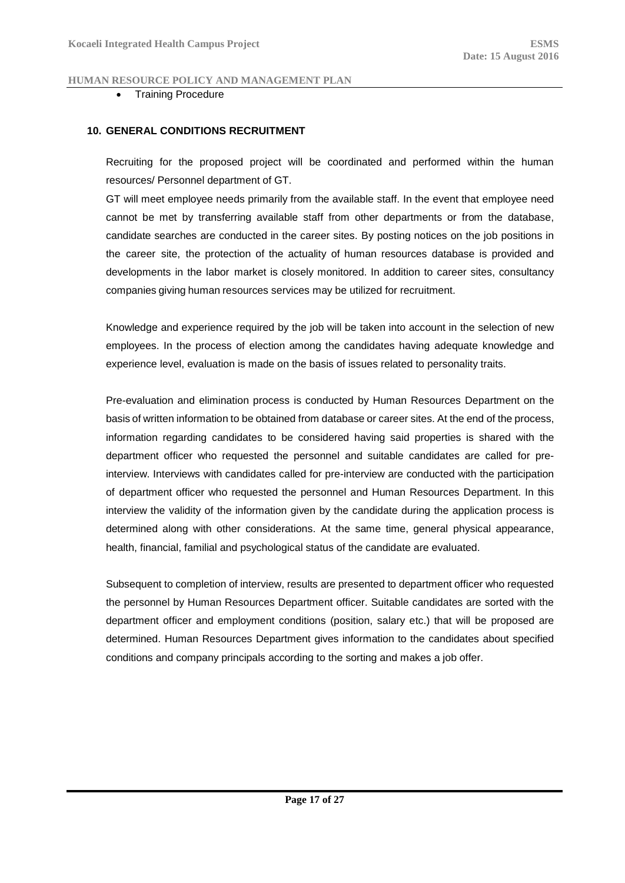- Training Procedure

## 10. GENERAL CONDITIONS RECRUITMENT

Recruiting for the proposed project will be coordinated and performed within the human resources/ Personnel department of GT.

GT will meet employee needs primarily from the available staff. In the event that employee need cannot be met by transferring available staff from other departments or from the database, candidate searches are conducted in the career sites. By posting notices on the job positions in the career site, the protection of the actuality of human resources database is provided and developments in the labor market is closely monitored. In addition to career sites, consultancy companies giving human resources services may be utilized for recruitment.

Knowledge and experience required by the job will be taken into account in the selection of new employees. In the process of election among the candidates having adequate knowledge and experience level, evaluation is made on the basis of issues related to personality traits.

Pre-evaluation and elimination process is conducted by Human Resources Department on the basis of written information to be obtained from database or career sites. At the end of the process, information regarding candidates to be considered having said properties is shared with the department officer who requested the personnel and suitable candidates are called for pre-interview. Interviews with candidates called for pre-interview are conducted with the participation of department officer who requested the personnel and Human Resources Department. In this interview the validity of the information given by the candidate during the application process is determined along with other considerations. At the same time, general physical appearance, health, financial, familial and psychological status of the candidate are evaluated.

Subsequent to completion of interview, results are presented to department officer who requested the personnel by Human Resources Department officer. Suitable candidates are sorted with the department officer and employment conditions (position, salary etc.) that will be proposed are determined. Human Resources Department gives information to the candidates about specified conditions and company principals according to the sorting and makes a job offer.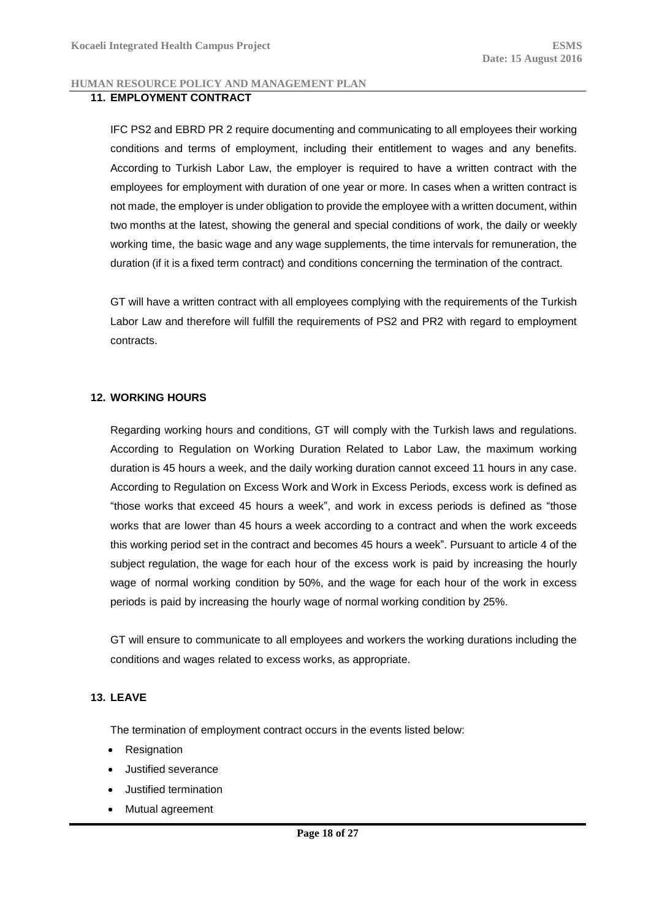## 11. EMPLOYMENT CONTRACT

IFC PS2 and EBRD PR 2 require documenting and communicating to all employees their working conditions and terms of employment, including their entitlement to wages and any benefits. According to Turkish Labor Law, the employer is required to have a written contract with the employees for employment with duration of one year or more. In cases when a written contract is not made, the employer is under obligation to provide the employee with a written document, within two months at the latest, showing the general and special conditions of work, the daily or weekly working time, the basic wage and any wage supplements, the time intervals for remuneration, the duration (if it is a fixed term contract) and conditions concerning the termination of the contract.

GT will have a written contract with all employees complying with the requirements of the Turkish Labor Law and therefore will fulfill the requirements of PS2 and PR2 with regard to employment contracts.

## 12. WORKING HOURS

Regarding working hours and conditions, GT will comply with the Turkish laws and regulations. According to Regulation on Working Duration Related to Labor Law, the maximum working duration is 45 hours a week, and the daily working duration cannot exceed 11 hours in any case. According to Regulation on Excess Work and Work in Excess Periods, excess work is defined as "those works that exceed 45 hours a week", and work in excess periods is defined as "those works that are lower than 45 hours a week according to a contract and when the work exceeds this working period set in the contract and becomes 45 hours a week". Pursuant to article 4 of the subject regulation, the wage for each hour of the excess work is paid by increasing the hourly wage of normal working condition by 50%, and the wage for each hour of the work in excess periods is paid by increasing the hourly wage of normal working condition by 25%.

GT will ensure to communicate to all employees and workers the working durations including the conditions and wages related to excess works, as appropriate.

## 13. LEAVE

The termination of employment contract occurs in the events listed below:

- Resignation
- Justified severance
- Justified termination
- Mutual agreement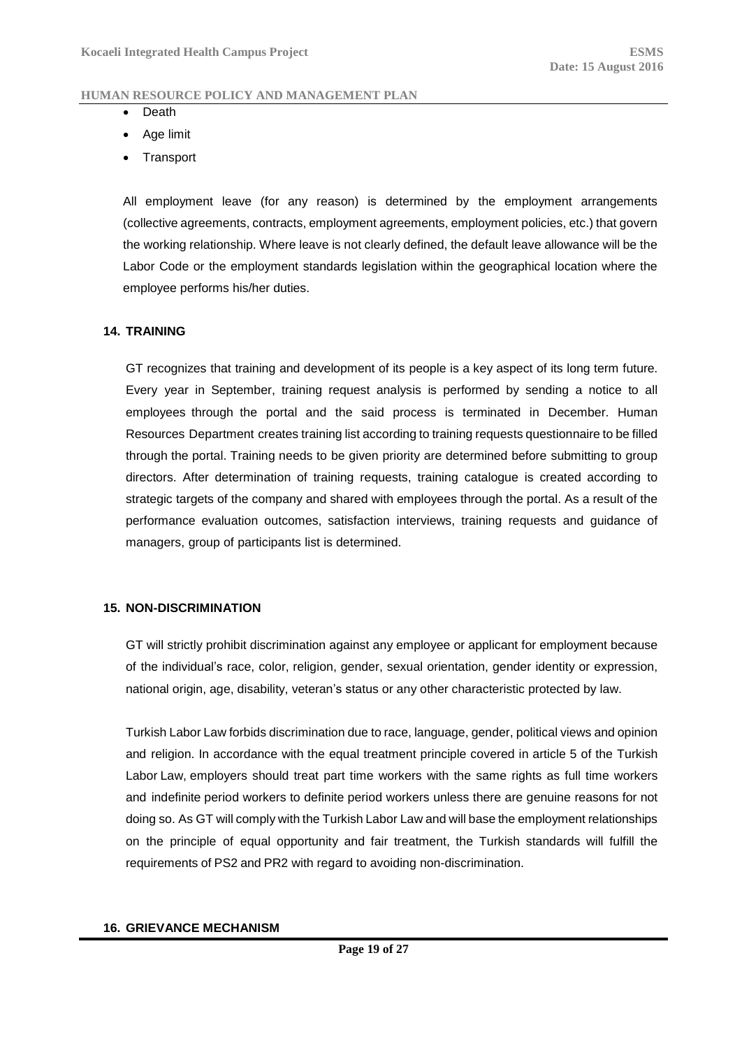- Death
- Age limit
- Transport

All employment leave (for any reason) is determined by the employment arrangements (collective agreements, contracts, employment agreements, employment policies, etc.) that govern the working relationship. Where leave is not clearly defined, the default leave allowance will be the Labor Code or the employment standards legislation within the geographical location where the employee performs his/her duties.

## 14. TRAINING

GT recognizes that training and development of its people is a key aspect of its long term future. Every year in September, training request analysis is performed by sending a notice to all employees through the portal and the said process is terminated in December. Human Resources Department creates training list according to training requests questionnaire to be filled through the portal. Training needs to be given priority are determined before submitting to group directors. After determination of training requests, training catalogue is created according to strategic targets of the company and shared with employees through the portal. As a result of the performance evaluation outcomes, satisfaction interviews, training requests and guidance of managers, group of participants list is determined.

## 15. NON-DISCRIMINATION

GT will strictly prohibit discrimination against any employee or applicant for employment because of the individual's race, color, religion, gender, sexual orientation, gender identity or expression, national origin, age, disability, veteran's status or any other characteristic protected by law.

Turkish Labor Law forbids discrimination due to race, language, gender, political views and opinion and religion. In accordance with the equal treatment principle covered in article 5 of the Turkish Labor Law, employers should treat part time workers with the same rights as full time workers and indefinite period workers to definite period workers unless there are genuine reasons for not doing so. As GT will comply with the Turkish Labor Law and will base the employment relationships on the principle of equal opportunity and fair treatment, the Turkish standards will fulfill the requirements of PS2 and PR2 with regard to avoiding non-discrimination.

## 16. GRIEVANCE MECHANISM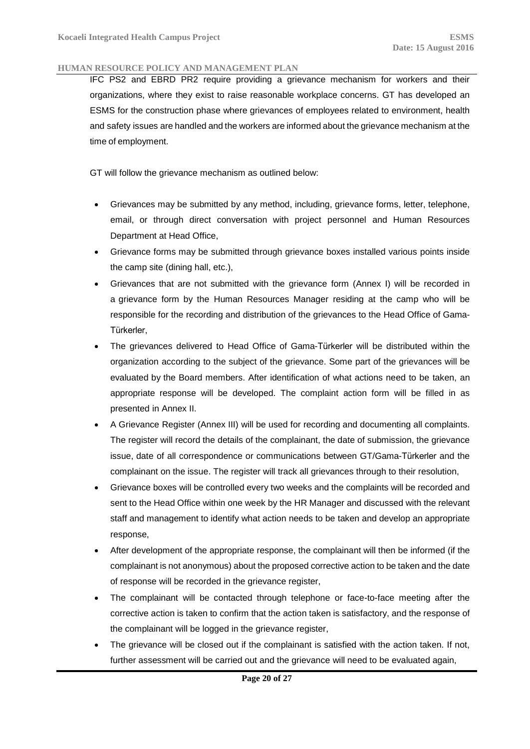IFC PS2 and EBRD PR2 require providing a grievance mechanism for workers and their organizations, where they exist to raise reasonable workplace concerns. GT has developed an ESMS for the construction phase where grievances of employees related to environment, health and safety issues are handled and the workers are informed about the grievance mechanism at the time of employment.

GT will follow the grievance mechanism as outlined below:

- Grievances may be submitted by any method, including, grievance forms, letter, telephone, email, or through direct conversation with project personnel and Human Resources Department at Head Office,
- Grievance forms may be submitted through grievance boxes installed various points inside the camp site (dining hall, etc.),
- Grievances that are not submitted with the grievance form (Annex I) will be recorded in a grievance form by the Human Resources Manager residing at the camp who will be responsible for the recording and distribution of the grievances to the Head Office of Gama-Türkerler,
- The grievances delivered to Head Office of Gama-Türkerler will be distributed within the organization according to the subject of the grievance. Some part of the grievances will be evaluated by the Board members. After identification of what actions need to be taken, an appropriate response will be developed. The complaint action form will be filled in as presented in Annex II.
- A Grievance Register (Annex III) will be used for recording and documenting all complaints. The register will record the details of the complainant, the date of submission, the grievance issue, date of all correspondence or communications between GT/Gama-Türkerler and the complainant on the issue. The register will track all grievances through to their resolution,
- Grievance boxes will be controlled every two weeks and the complaints will be recorded and sent to the Head Office within one week by the HR Manager and discussed with the relevant staff and management to identify what action needs to be taken and develop an appropriate response,
- After development of the appropriate response, the complainant will then be informed (if the complainant is not anonymous) about the proposed corrective action to be taken and the date of response will be recorded in the grievance register,
- The complainant will be contacted through telephone or face-to-face meeting after the corrective action is taken to confirm that the action taken is satisfactory, and the response of the complainant will be logged in the grievance register,
- The grievance will be closed out if the complainant is satisfied with the action taken. If not, further assessment will be carried out and the grievance will need to be evaluated again,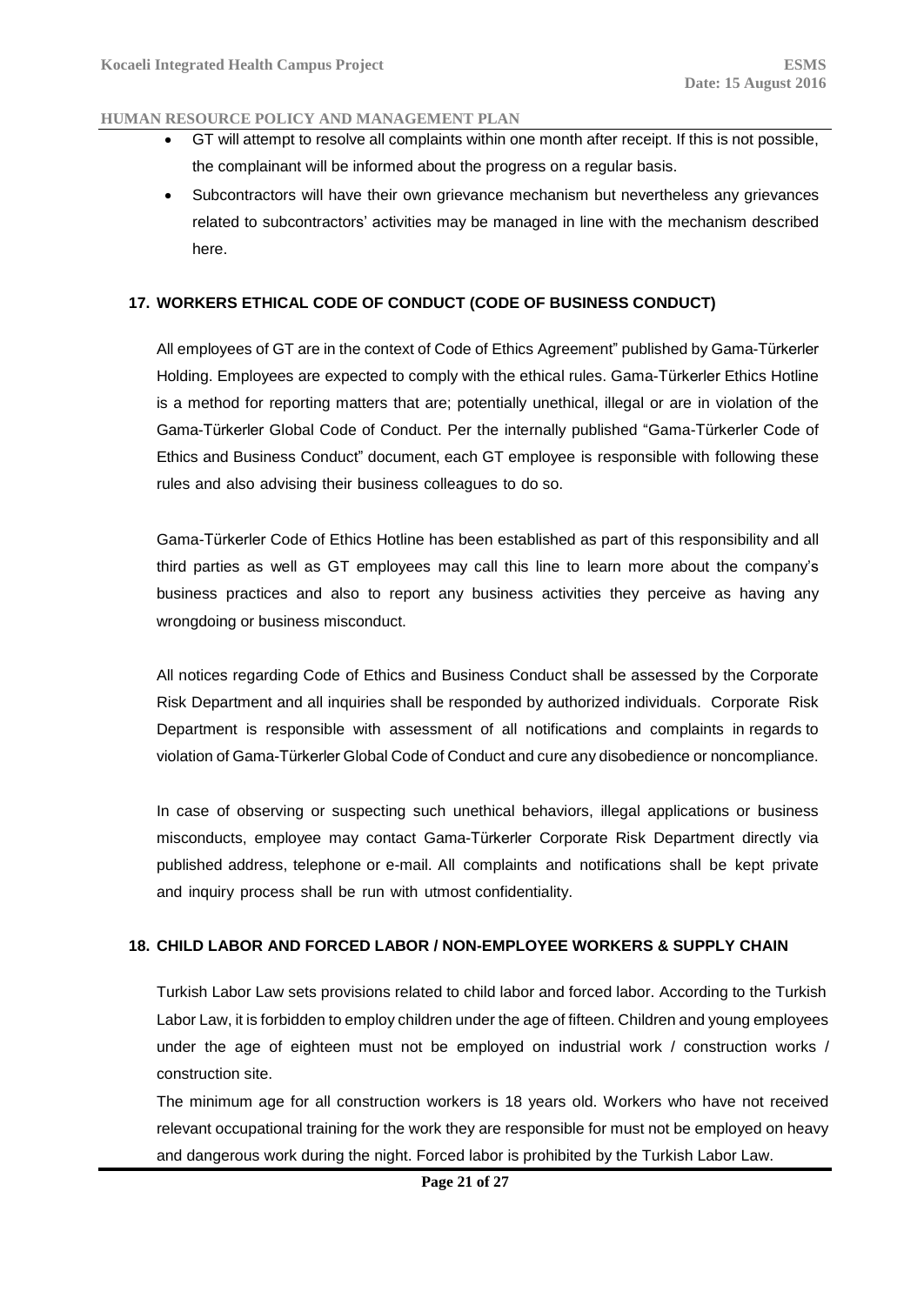- GT will attempt to resolve all complaints within one month after receipt. If this is not possible, the complainant will be informed about the progress on a regular basis.
- Subcontractors will have their own grievance mechanism but nevertheless any grievances related to subcontractors' activities may be managed in line with the mechanism described here.

## 17. WORKERS ETHICAL CODE OF CONDUCT (CODE OF BUSINESS CONDUCT)

All employees of GT are in the context of Code of Ethics Agreement" published by Gama-Türkerler Holding. Employees are expected to comply with the ethical rules. Gama-Türkerler Ethics Hotline is a method for reporting matters that are; potentially unethical, illegal or are in violation of the Gama-Türkerler Global Code of Conduct. Per the internally published "Gama-Türkerler Code of Ethics and Business Conduct" document, each GT employee is responsible with following these rules and also advising their business colleagues to do so.

Gama-Türkerler Code of Ethics Hotline has been established as part of this responsibility and all third parties as well as GT employees may call this line to learn more about the company's business practices and also to report any business activities they perceive as having any wrongdoing or business misconduct.

All notices regarding Code of Ethics and Business Conduct shall be assessed by the Corporate Risk Department and all inquiries shall be responded by authorized individuals. Corporate Risk Department is responsible with assessment of all notifications and complaints in regards to violation of Gama-Türkerler Global Code of Conduct and cure any disobedience or noncompliance.

In case of observing or suspecting such unethical behaviors, illegal applications or business misconducts, employee may contact Gama-Türkerler Corporate Risk Department directly via published address, telephone or e-mail. All complaints and notifications shall be kept private and inquiry process shall be run with utmost confidentiality.

## 18. CHILD LABOR AND FORCED LABOR / NON-EMPLOYEE WORKERS & SUPPLY CHAIN

Turkish Labor Law sets provisions related to child labor and forced labor. According to the Turkish Labor Law, it is forbidden to employ children under the age of fifteen. Children and young employees under the age of eighteen must not be employed on industrial work / construction works / construction site.

The minimum age for all construction workers is 18 years old. Workers who have not received relevant occupational training for the work they are responsible for must not be employed on heavy and dangerous work during the night. Forced labor is prohibited by the Turkish Labor Law.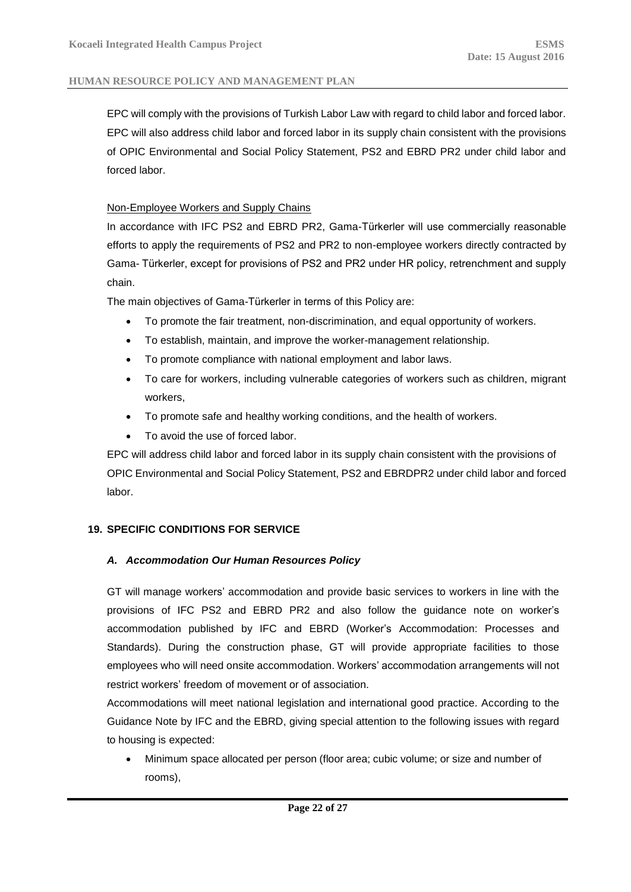EPC will comply with the provisions of Turkish Labor Law with regard to child labor and forced labor. EPC will also address child labor and forced labor in its supply chain consistent with the provisions of OPIC Environmental and Social Policy Statement, PS2 and EBRD PR2 under child labor and forced labor.

Non-Employee Workers and Supply Chains

In accordance with IFC PS2 and EBRD PR2, Gama-Türkerler will use commercially reasonable efforts to apply the requirements of PS2 and PR2 to non-employee workers directly contracted by Gama- Türkerler, except for provisions of PS2 and PR2 under HR policy, retrenchment and supply chain.

The main objectives of Gama-Türkerler in terms of this Policy are:

- To promote the fair treatment, non-discrimination, and equal opportunity of workers.
- To establish, maintain, and improve the worker-management relationship.
- To promote compliance with national employment and labor laws.
- To care for workers, including vulnerable categories of workers such as children, migrant workers,
- To promote safe and healthy working conditions, and the health of workers.
- To avoid the use of forced labor.

EPC will address child labor and forced labor in its supply chain consistent with the provisions of OPIC Environmental and Social Policy Statement, PS2 and EBRDPR2 under child labor and forced labor.

## 19. SPECIFIC CONDITIONS FOR SERVICE

### *A. Accommodation Our Human Resources Policy*

GT will manage workers' accommodation and provide basic services to workers in line with the provisions of IFC PS2 and EBRD PR2 and also follow the guidance note on worker's accommodation published by IFC and EBRD (Worker's Accommodation: Processes and Standards). During the construction phase, GT will provide appropriate facilities to those employees who will need onsite accommodation. Workers' accommodation arrangements will not restrict workers' freedom of movement or of association.

Accommodations will meet national legislation and international good practice. According to the Guidance Note by IFC and the EBRD, giving special attention to the following issues with regard to housing is expected:

- Minimum space allocated per person (floor area; cubic volume; or size and number of rooms),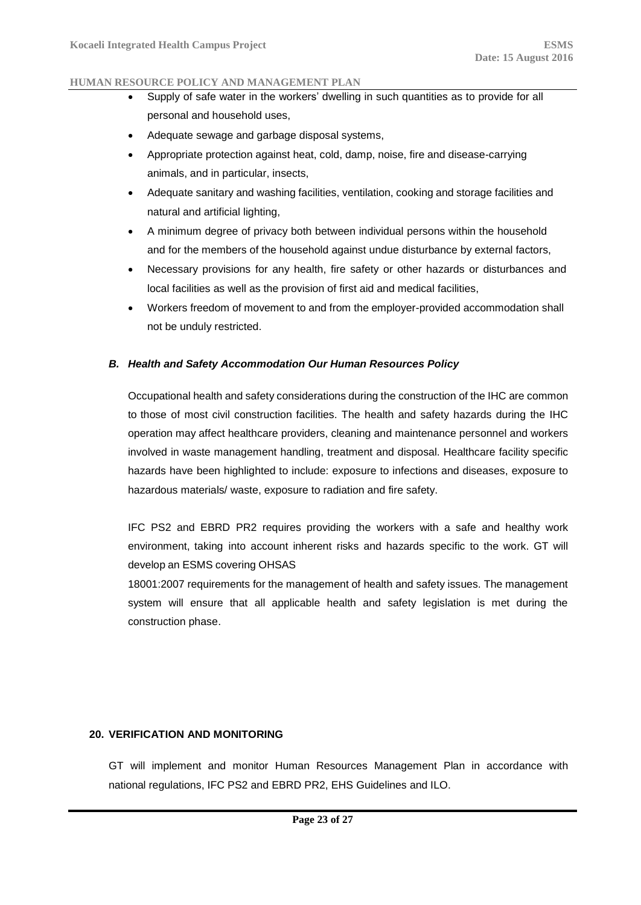- Supply of safe water in the workers' dwelling in such quantities as to provide for all personal and household uses,
- Adequate sewage and garbage disposal systems,
- Appropriate protection against heat, cold, damp, noise, fire and disease-carrying animals, and in particular, insects,
- Adequate sanitary and washing facilities, ventilation, cooking and storage facilities and natural and artificial lighting,
- A minimum degree of privacy both between individual persons within the household and for the members of the household against undue disturbance by external factors,
- Necessary provisions for any health, fire safety or other hazards or disturbances and local facilities as well as the provision of first aid and medical facilities,
- Workers freedom of movement to and from the employer-provided accommodation shall not be unduly restricted.

### *B. Health and Safety Accommodation Our Human Resources Policy*

Occupational health and safety considerations during the construction of the IHC are common to those of most civil construction facilities. The health and safety hazards during the IHC operation may affect healthcare providers, cleaning and maintenance personnel and workers involved in waste management handling, treatment and disposal. Healthcare facility specific hazards have been highlighted to include: exposure to infections and diseases, exposure to hazardous materials/ waste, exposure to radiation and fire safety.

IFC PS2 and EBRD PR2 requires providing the workers with a safe and healthy work environment, taking into account inherent risks and hazards specific to the work. GT will develop an ESMS covering OHSAS

18001:2007 requirements for the management of health and safety issues. The management system will ensure that all applicable health and safety legislation is met during the construction phase.

## 20. VERIFICATION AND MONITORING

GT will implement and monitor Human Resources Management Plan in accordance with national regulations, IFC PS2 and EBRD PR2, EHS Guidelines and ILO.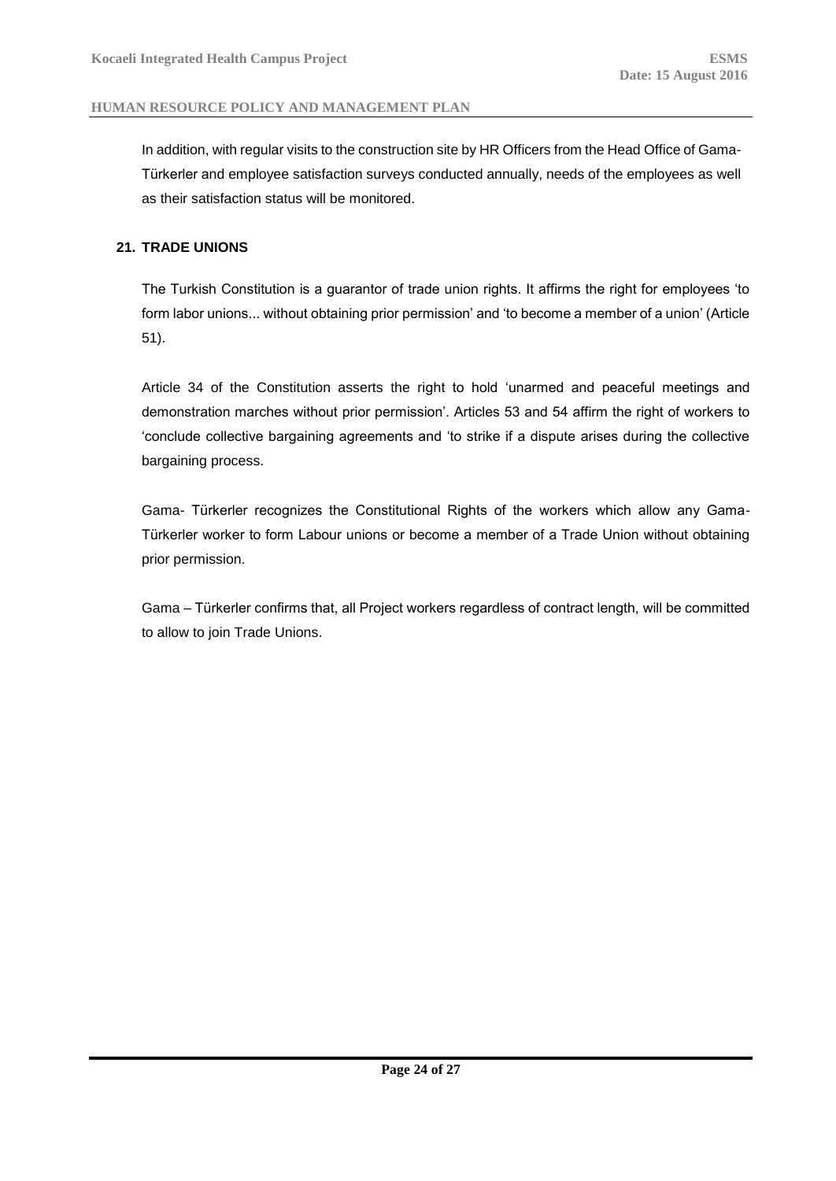In addition, with regular visits to the construction site by HR Officers from the Head Office of Gama-Türkerler and employee satisfaction surveys conducted annually, needs of the employees as well as their satisfaction status will be monitored.

## 21. TRADE UNIONS

The Turkish Constitution is a guarantor of trade union rights. It affirms the right for employees 'to form labor unions... without obtaining prior permission' and 'to become a member of a union' (Article 51).

Article 34 of the Constitution asserts the right to hold 'unarmed and peaceful meetings and demonstration marches without prior permission'. Articles 53 and 54 affirm the right of workers to 'conclude collective bargaining agreements and 'to strike if a dispute arises during the collective bargaining process.

Gama- Türkerler recognizes the Constitutional Rights of the workers which allow any Gama-Türkerler worker to form Labour unions or become a member of a Trade Union without obtaining prior permission.

Gama – Türkerler confirms that, all Project workers regardless of contract length, will be committed to allow to join Trade Unions.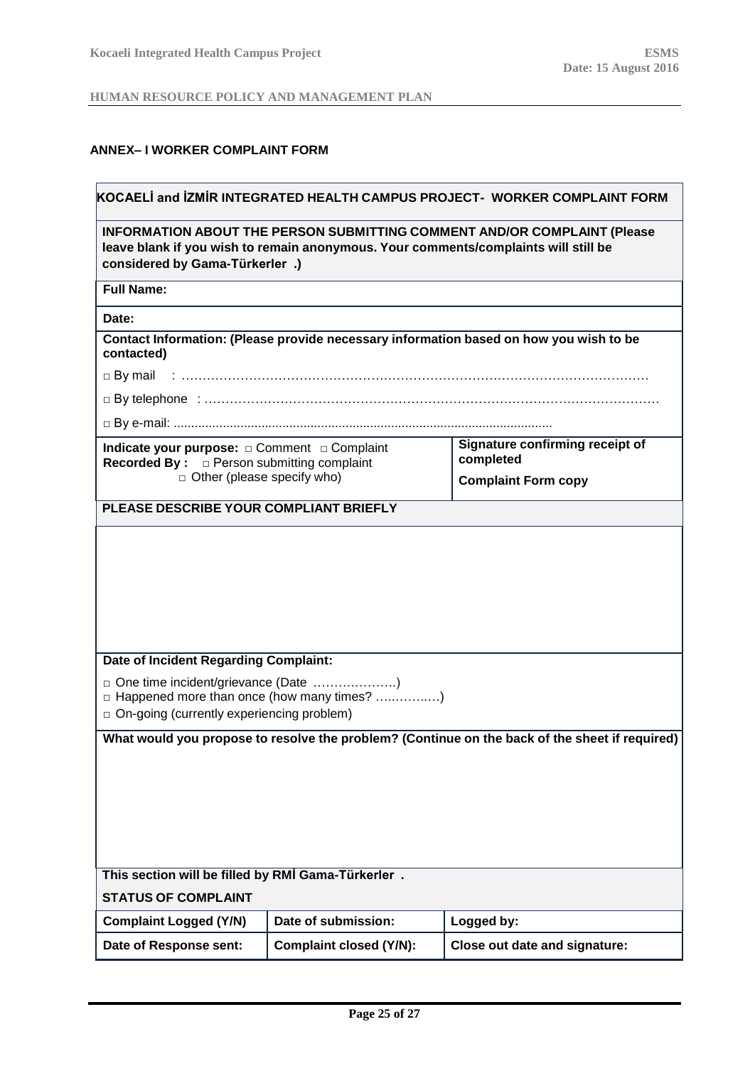### ANNEX– I WORKER COMPLAINT FORM

**KOCAELİ and İZMİR INTEGRATED HEALTH CAMPUS PROJECT- WORKER COMPLAINT FORM**

**INFORMATION ABOUT THE PERSON SUBMITTING COMMENT AND/OR COMPLAINT (Please leave blank if you wish to remain anonymous. Your comments/complaints will still be considered by Gama-Türkerler .)**

**Full Name:**

**Date:**

**Contact Information: (Please provide necessary information based on how you wish to be contacted)**

□ By mail : …………………………………………………………………………………………………

□ By telephone : ………………………………………………………………………………………………

□ By e-mail: ..........................................................................................................

| **Indicate your purpose:** □ Comment □ Complaint<br>**Recorded By :** □ Person submitting complaint<br>□ Other (please specify who) | **Signature confirming receipt of completed**<br>**Complaint Form copy** |
|---|---|

**PLEASE DESCRIBE YOUR COMPLIANT BRIEFLY**

**Date of Incident Regarding Complaint:**

□ One time incident/grievance (Date ………………..)
□ Happened more than once (how many times? …..……..…)
□ On-going (currently experiencing problem)

**What would you propose to resolve the problem? (Continue on the back of the sheet if required)**

**This section will be filled by RMİ Gama-Türkerler .**

**STATUS OF COMPLAINT**

| **Complaint Logged (Y/N)** | **Date of submission:** | **Logged by:** |
|---|---|---|
| **Date of Response sent:** | **Complaint closed (Y/N):** | **Close out date and signature:** |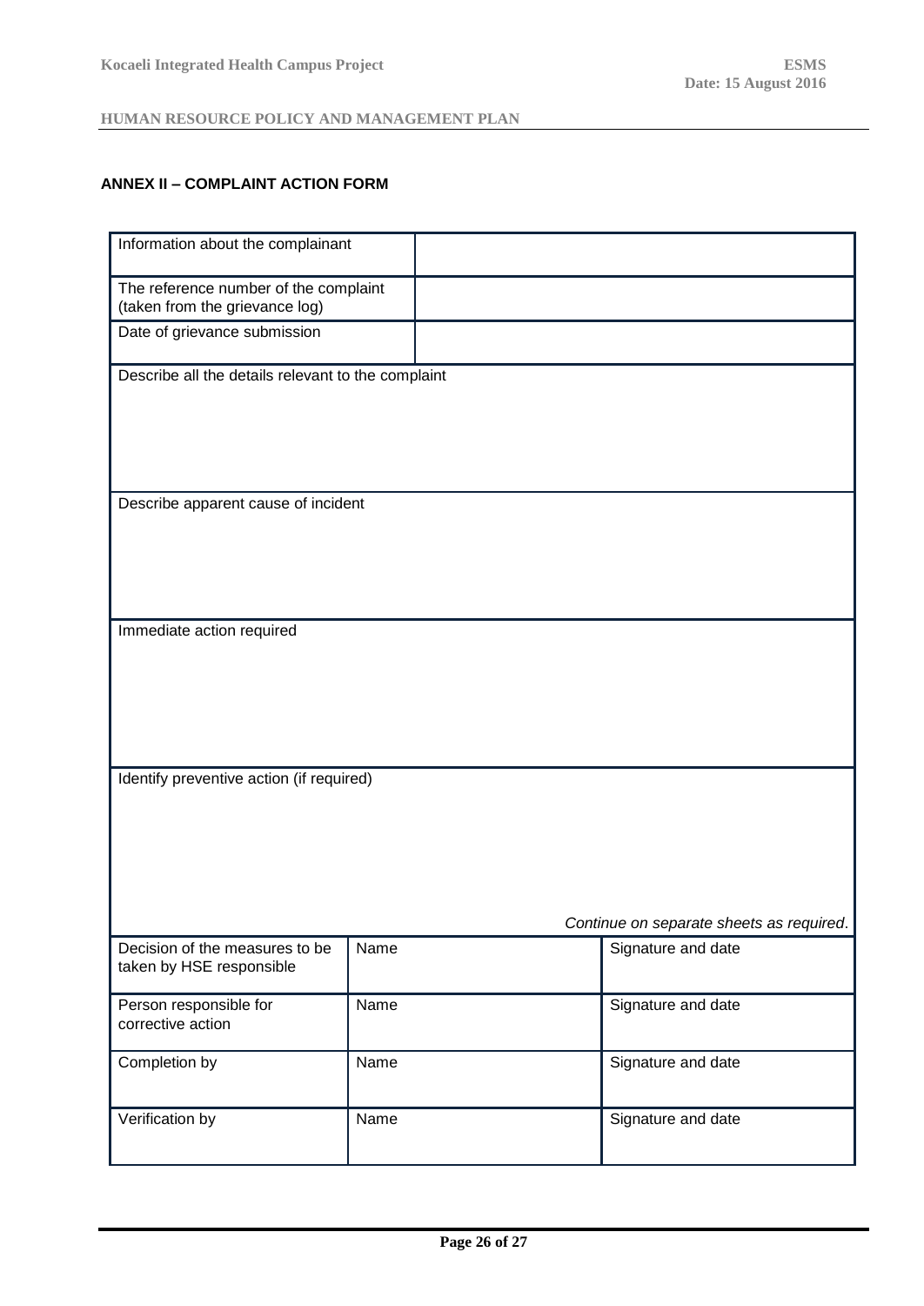## ANNEX II – COMPLAINT ACTION FORM

| Information about the complainant | | |
|---|---|---|
| The reference number of the complaint (taken from the grievance log) | | |
| Date of grievance submission | | |
| Describe all the details relevant to the complaint | | |
| Describe apparent cause of incident | | |
| Immediate action required | | |
| Identify preventive action (if required)<br><br>*Continue on separate sheets as required.* | | |
| Decision of the measures to be taken by HSE responsible | Name | Signature and date |
| Person responsible for corrective action | Name | Signature and date |
| Completion by | Name | Signature and date |
| Verification by | Name | Signature and date |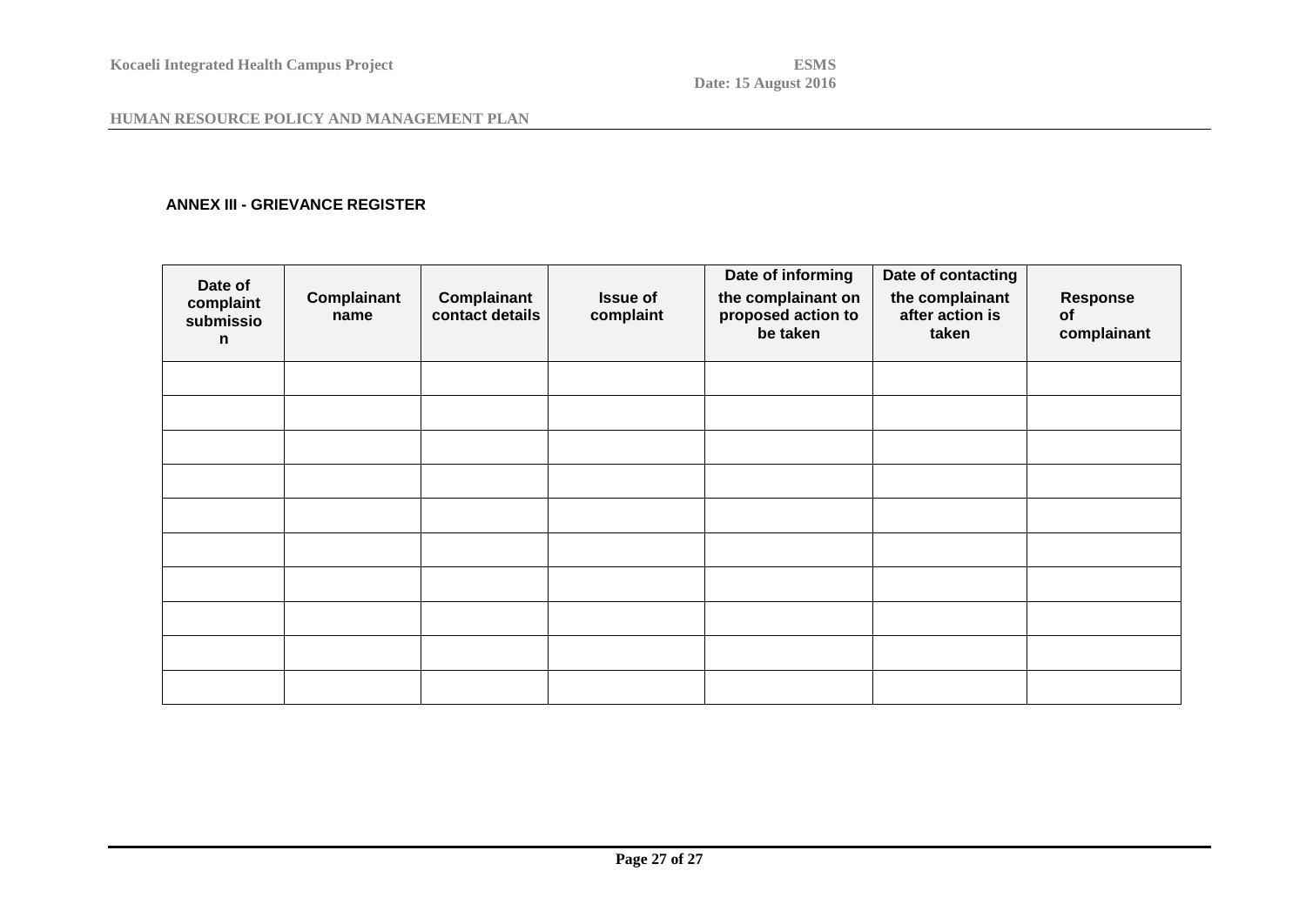### ANNEX III - GRIEVANCE REGISTER

| Date of complaint submission | Complainant name | Complainant contact details | Issue of complaint | Date of informing the complainant on proposed action to be taken | Date of contacting the complainant after action is taken | Response of complainant |
|---|---|---|---|---|---|---|
| | | | | | | |
| | | | | | | |
| | | | | | | |
| | | | | | | |
| | | | | | | |
| | | | | | | |
| | | | | | | |
| | | | | | | |
| | | | | | | |
| | | | | | | |